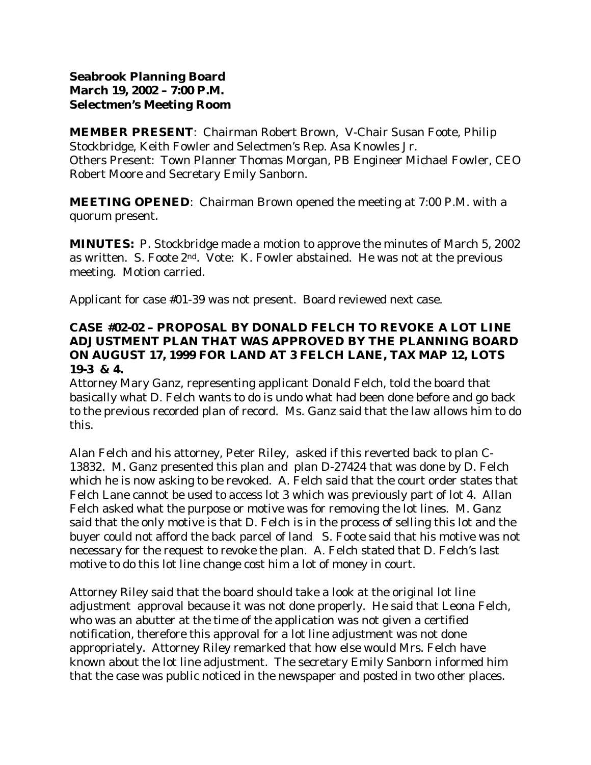**Seabrook Planning Board**
**March 19, 2002 – 7:00 P.M.**
**Selectmen's Meeting Room**

**MEMBER PRESENT**: Chairman Robert Brown, V-Chair Susan Foote, Philip Stockbridge, Keith Fowler and Selectmen's Rep. Asa Knowles Jr.
Others Present: Town Planner Thomas Morgan, PB Engineer Michael Fowler, CEO Robert Moore and Secretary Emily Sanborn.

**MEETING OPENED**: Chairman Brown opened the meeting at 7:00 P.M. with a quorum present.

**MINUTES:** P. Stockbridge made a motion to approve the minutes of March 5, 2002 as written. S. Foote 2nd. Vote: K. Fowler abstained. He was not at the previous meeting. Motion carried.

Applicant for case #01-39 was not present. Board reviewed next case.

**CASE #02-02 – PROPOSAL BY DONALD FELCH TO REVOKE A LOT LINE ADJUSTMENT PLAN THAT WAS APPROVED BY THE PLANNING BOARD ON AUGUST 17, 1999 FOR LAND AT 3 FELCH LANE, TAX MAP 12, LOTS 19-3 & 4.**

Attorney Mary Ganz, representing applicant Donald Felch, told the board that basically what D. Felch wants to do is undo what had been done before and go back to the previous recorded plan of record. Ms. Ganz said that the law allows him to do this.

Alan Felch and his attorney, Peter Riley, asked if this reverted back to plan C-13832. M. Ganz presented this plan and plan D-27424 that was done by D. Felch which he is now asking to be revoked. A. Felch said that the court order states that Felch Lane cannot be used to access lot 3 which was previously part of lot 4. Allan Felch asked what the purpose or motive was for removing the lot lines. M. Ganz said that the only motive is that D. Felch is in the process of selling this lot and the buyer could not afford the back parcel of land S. Foote said that his motive was not necessary for the request to revoke the plan. A. Felch stated that D. Felch's last motive to do this lot line change cost him a lot of money in court.

Attorney Riley said that the board should take a look at the original lot line adjustment approval because it was not done properly. He said that Leona Felch, who was an abutter at the time of the application was not given a certified notification, therefore this approval for a lot line adjustment was not done appropriately. Attorney Riley remarked that how else would Mrs. Felch have known about the lot line adjustment. The secretary Emily Sanborn informed him that the case was public noticed in the newspaper and posted in two other places.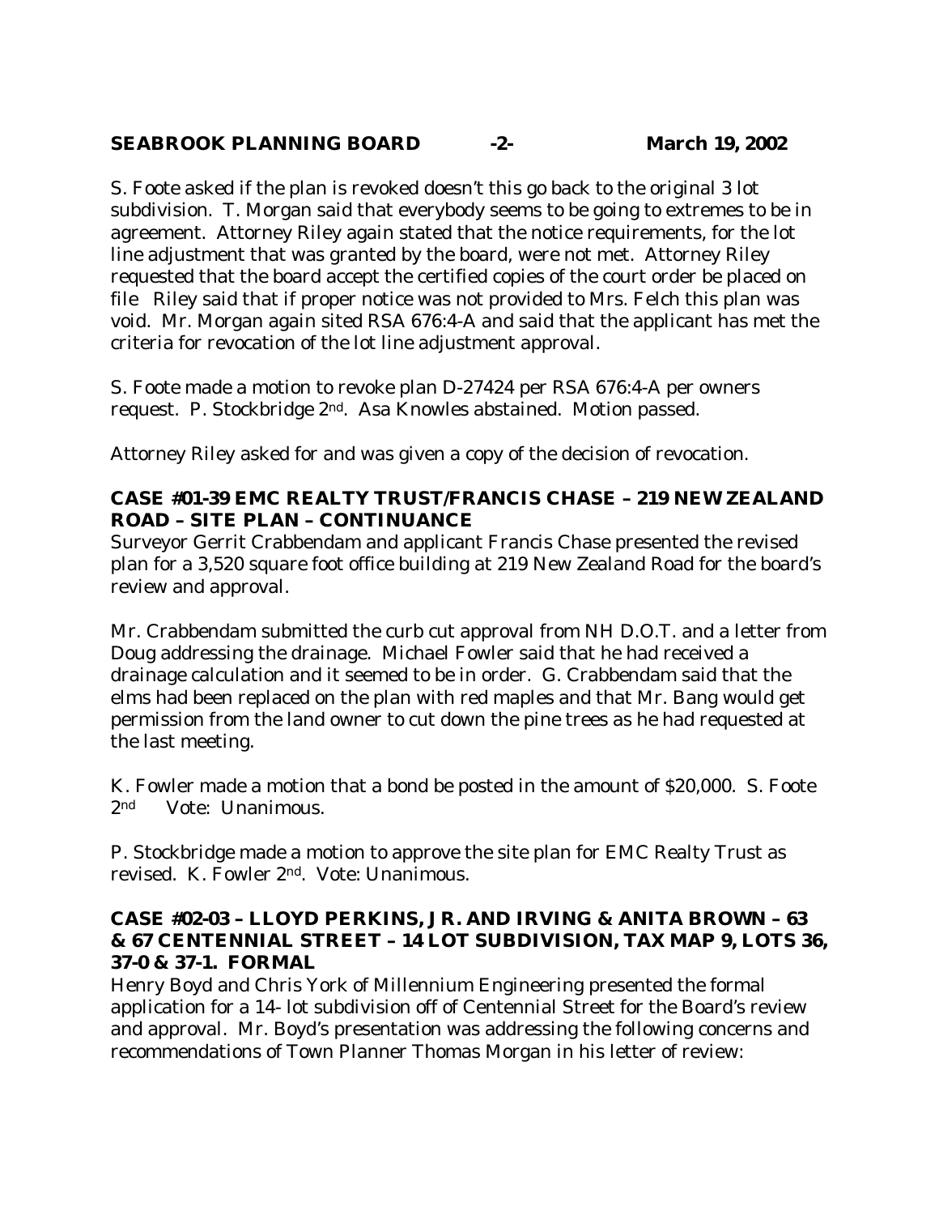S. Foote asked if the plan is revoked doesn't this go back to the original 3 lot subdivision. T. Morgan said that everybody seems to be going to extremes to be in agreement. Attorney Riley again stated that the notice requirements, for the lot line adjustment that was granted by the board, were not met. Attorney Riley requested that the board accept the certified copies of the court order be placed on file Riley said that if proper notice was not provided to Mrs. Felch this plan was void. Mr. Morgan again sited RSA 676:4-A and said that the applicant has met the criteria for revocation of the lot line adjustment approval.

S. Foote made a motion to revoke plan D-27424 per RSA 676:4-A per owners request. P. Stockbridge 2nd. Asa Knowles abstained. Motion passed.

Attorney Riley asked for and was given a copy of the decision of revocation.

**CASE #01-39 EMC REALTY TRUST/FRANCIS CHASE – 219 NEW ZEALAND ROAD – SITE PLAN – CONTINUANCE**

Surveyor Gerrit Crabbendam and applicant Francis Chase presented the revised plan for a 3,520 square foot office building at 219 New Zealand Road for the board's review and approval.

Mr. Crabbendam submitted the curb cut approval from NH D.O.T. and a letter from Doug addressing the drainage. Michael Fowler said that he had received a drainage calculation and it seemed to be in order. G. Crabbendam said that the elms had been replaced on the plan with red maples and that Mr. Bang would get permission from the land owner to cut down the pine trees as he had requested at the last meeting.

K. Fowler made a motion that a bond be posted in the amount of $20,000. S. Foote 2nd Vote: Unanimous.

P. Stockbridge made a motion to approve the site plan for EMC Realty Trust as revised. K. Fowler 2nd. Vote: Unanimous.

**CASE #02-03 – LLOYD PERKINS, JR. AND IRVING & ANITA BROWN – 63 & 67 CENTENNIAL STREET – 14 LOT SUBDIVISION, TAX MAP 9, LOTS 36, 37-0 & 37-1. FORMAL**

Henry Boyd and Chris York of Millennium Engineering presented the formal application for a 14- lot subdivision off of Centennial Street for the Board's review and approval. Mr. Boyd's presentation was addressing the following concerns and recommendations of Town Planner Thomas Morgan in his letter of review: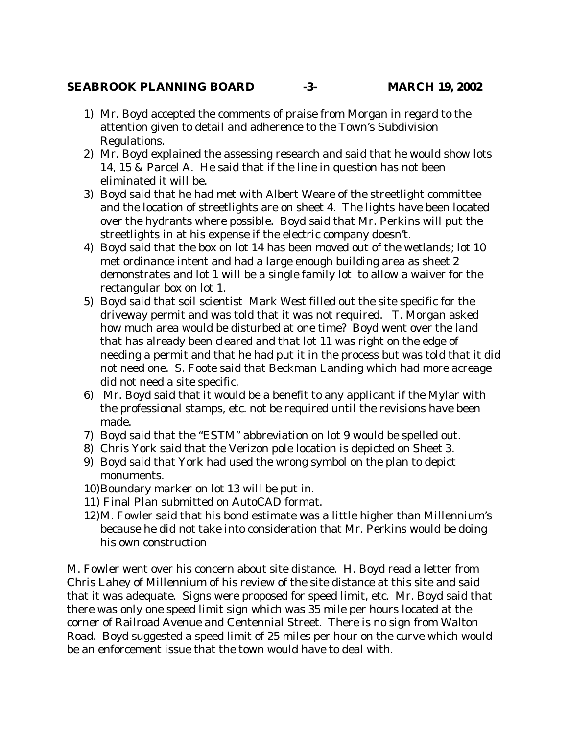1) Mr. Boyd accepted the comments of praise from Morgan in regard to the attention given to detail and adherence to the Town's Subdivision Regulations.
2) Mr. Boyd explained the assessing research and said that he would show lots 14, 15 & Parcel A. He said that if the line in question has not been eliminated it will be.
3) Boyd said that he had met with Albert Weare of the streetlight committee and the location of streetlights are on sheet 4. The lights have been located over the hydrants where possible. Boyd said that Mr. Perkins will put the streetlights in at his expense if the electric company doesn't.
4) Boyd said that the box on lot 14 has been moved out of the wetlands; lot 10 met ordinance intent and had a large enough building area as sheet 2 demonstrates and lot 1 will be a single family lot to allow a waiver for the rectangular box on lot 1.
5) Boyd said that soil scientist Mark West filled out the site specific for the driveway permit and was told that it was not required. T. Morgan asked how much area would be disturbed at one time? Boyd went over the land that has already been cleared and that lot 11 was right on the edge of needing a permit and that he had put it in the process but was told that it did not need one. S. Foote said that Beckman Landing which had more acreage did not need a site specific.
6) Mr. Boyd said that it would be a benefit to any applicant if the Mylar with the professional stamps, etc. not be required until the revisions have been made.
7) Boyd said that the "ESTM" abbreviation on lot 9 would be spelled out.
8) Chris York said that the Verizon pole location is depicted on Sheet 3.
9) Boyd said that York had used the wrong symbol on the plan to depict monuments.
10) Boundary marker on lot 13 will be put in.
11) Final Plan submitted on AutoCAD format.
12) M. Fowler said that his bond estimate was a little higher than Millennium's because he did not take into consideration that Mr. Perkins would be doing his own construction

M. Fowler went over his concern about site distance. H. Boyd read a letter from Chris Lahey of Millennium of his review of the site distance at this site and said that it was adequate. Signs were proposed for speed limit, etc. Mr. Boyd said that there was only one speed limit sign which was 35 mile per hours located at the corner of Railroad Avenue and Centennial Street. There is no sign from Walton Road. Boyd suggested a speed limit of 25 miles per hour on the curve which would be an enforcement issue that the town would have to deal with.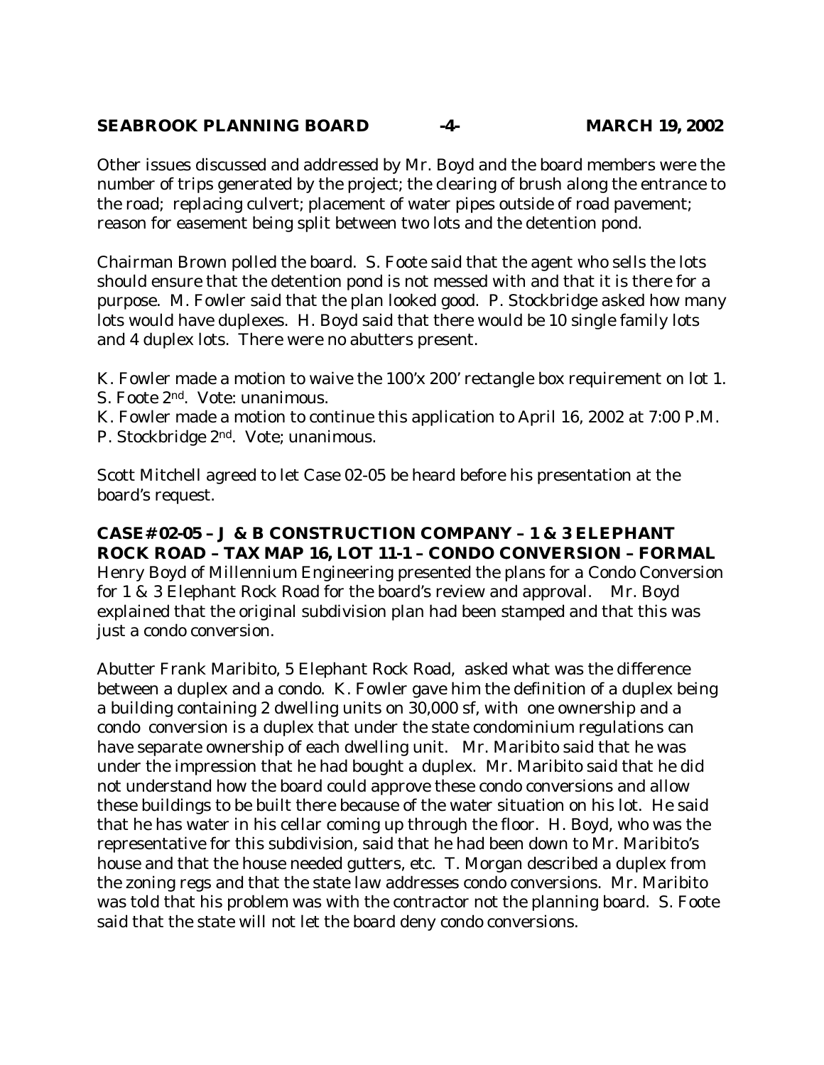Other issues discussed and addressed by Mr. Boyd and the board members were the number of trips generated by the project; the clearing of brush along the entrance to the road; replacing culvert; placement of water pipes outside of road pavement; reason for easement being split between two lots and the detention pond.

Chairman Brown polled the board. S. Foote said that the agent who sells the lots should ensure that the detention pond is not messed with and that it is there for a purpose. M. Fowler said that the plan looked good. P. Stockbridge asked how many lots would have duplexes. H. Boyd said that there would be 10 single family lots and 4 duplex lots. There were no abutters present.

K. Fowler made a motion to waive the 100'x 200' rectangle box requirement on lot 1. S. Foote 2nd. Vote: unanimous.
K. Fowler made a motion to continue this application to April 16, 2002 at 7:00 P.M. P. Stockbridge 2nd. Vote; unanimous.

Scott Mitchell agreed to let Case 02-05 be heard before his presentation at the board's request.

**CASE# 02-05 – J & B CONSTRUCTION COMPANY – 1 & 3 ELEPHANT ROCK ROAD – TAX MAP 16, LOT 11-1 – CONDO CONVERSION – FORMAL**
Henry Boyd of Millennium Engineering presented the plans for a Condo Conversion for 1 & 3 Elephant Rock Road for the board's review and approval. Mr. Boyd explained that the original subdivision plan had been stamped and that this was just a condo conversion.

Abutter Frank Maribito, 5 Elephant Rock Road, asked what was the difference between a duplex and a condo. K. Fowler gave him the definition of a duplex being a building containing 2 dwelling units on 30,000 sf, with one ownership and a condo conversion is a duplex that under the state condominium regulations can have separate ownership of each dwelling unit. Mr. Maribito said that he was under the impression that he had bought a duplex. Mr. Maribito said that he did not understand how the board could approve these condo conversions and allow these buildings to be built there because of the water situation on his lot. He said that he has water in his cellar coming up through the floor. H. Boyd, who was the representative for this subdivision, said that he had been down to Mr. Maribito's house and that the house needed gutters, etc. T. Morgan described a duplex from the zoning regs and that the state law addresses condo conversions. Mr. Maribito was told that his problem was with the contractor not the planning board. S. Foote said that the state will not let the board deny condo conversions.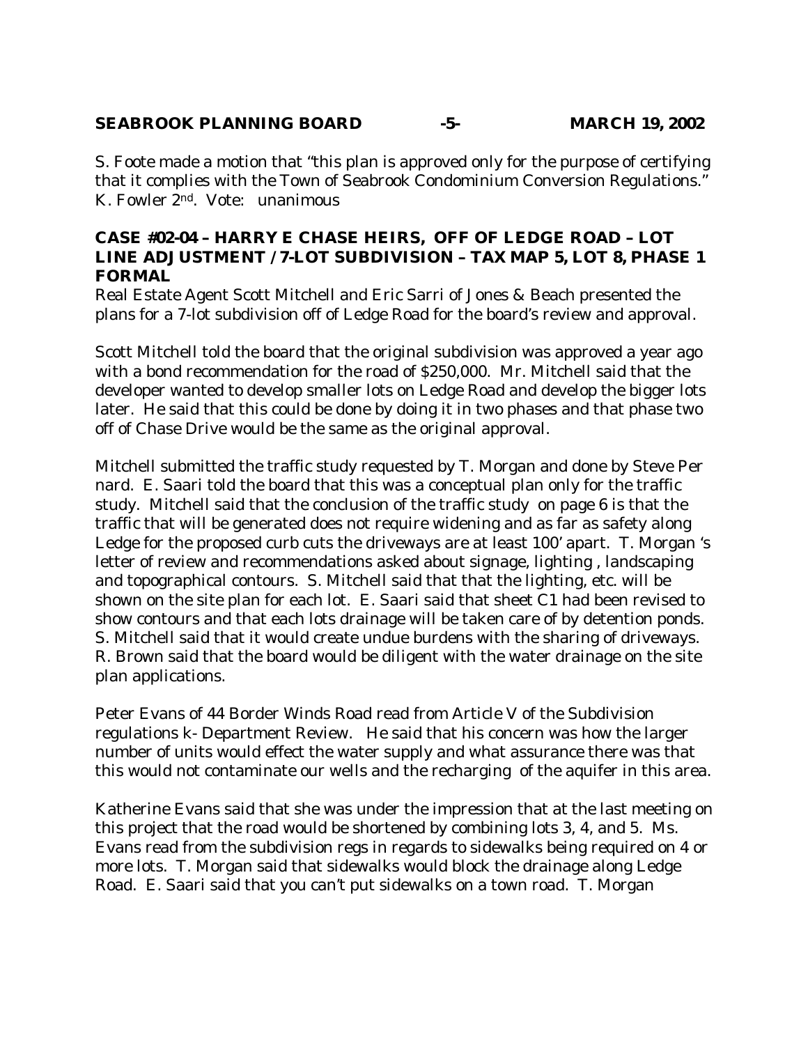S. Foote made a motion that "this plan is approved only for the purpose of certifying that it complies with the Town of Seabrook Condominium Conversion Regulations." K. Fowler 2nd. Vote: unanimous

**CASE #02-04 – HARRY E CHASE HEIRS, OFF OF LEDGE ROAD – LOT LINE ADJUSTMENT / 7-LOT SUBDIVISION – TAX MAP 5, LOT 8, PHASE 1 FORMAL**

Real Estate Agent Scott Mitchell and Eric Sarri of Jones & Beach presented the plans for a 7-lot subdivision off of Ledge Road for the board's review and approval.

Scott Mitchell told the board that the original subdivision was approved a year ago with a bond recommendation for the road of $250,000. Mr. Mitchell said that the developer wanted to develop smaller lots on Ledge Road and develop the bigger lots later. He said that this could be done by doing it in two phases and that phase two off of Chase Drive would be the same as the original approval.

Mitchell submitted the traffic study requested by T. Morgan and done by Steve Per nard. E. Saari told the board that this was a conceptual plan only for the traffic study. Mitchell said that the conclusion of the traffic study on page 6 is that the traffic that will be generated does not require widening and as far as safety along Ledge for the proposed curb cuts the driveways are at least 100' apart. T. Morgan 's letter of review and recommendations asked about signage, lighting , landscaping and topographical contours. S. Mitchell said that that the lighting, etc. will be shown on the site plan for each lot. E. Saari said that sheet C1 had been revised to show contours and that each lots drainage will be taken care of by detention ponds. S. Mitchell said that it would create undue burdens with the sharing of driveways. R. Brown said that the board would be diligent with the water drainage on the site plan applications.

Peter Evans of 44 Border Winds Road read from Article V of the Subdivision regulations k- Department Review. He said that his concern was how the larger number of units would effect the water supply and what assurance there was that this would not contaminate our wells and the recharging of the aquifer in this area.

Katherine Evans said that she was under the impression that at the last meeting on this project that the road would be shortened by combining lots 3, 4, and 5. Ms. Evans read from the subdivision regs in regards to sidewalks being required on 4 or more lots. T. Morgan said that sidewalks would block the drainage along Ledge Road. E. Saari said that you can't put sidewalks on a town road. T. Morgan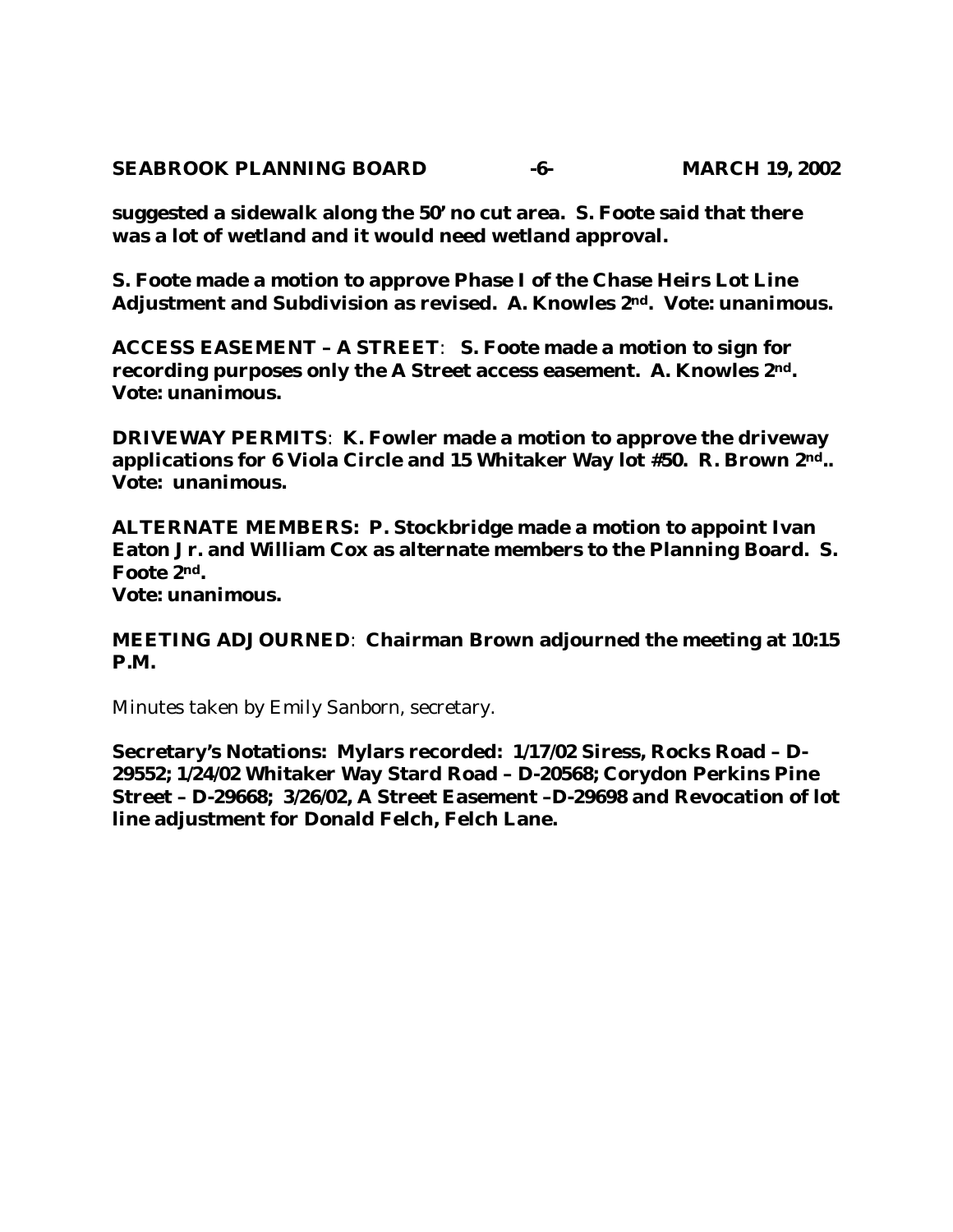**suggested a sidewalk along the 50' no cut area. S. Foote said that there was a lot of wetland and it would need wetland approval.**

**S. Foote made a motion to approve Phase I of the Chase Heirs Lot Line Adjustment and Subdivision as revised. A. Knowles 2nd. Vote: unanimous.**

**ACCESS EASEMENT – A STREET: S. Foote made a motion to sign for recording purposes only the A Street access easement. A. Knowles 2nd. Vote: unanimous.**

**DRIVEWAY PERMITS: K. Fowler made a motion to approve the driveway applications for 6 Viola Circle and 15 Whitaker Way lot #50. R. Brown 2nd.. Vote: unanimous.**

**ALTERNATE MEMBERS: P. Stockbridge made a motion to appoint Ivan Eaton Jr. and William Cox as alternate members to the Planning Board. S. Foote 2nd.**
**Vote: unanimous.**

**MEETING ADJOURNED: Chairman Brown adjourned the meeting at 10:15 P.M.**

Minutes taken by Emily Sanborn, secretary.

**Secretary's Notations: Mylars recorded: 1/17/02 Siress, Rocks Road – D-29552; 1/24/02 Whitaker Way Stard Road – D-20568; Corydon Perkins Pine Street – D-29668; 3/26/02, A Street Easement –D-29698 and Revocation of lot line adjustment for Donald Felch, Felch Lane.**